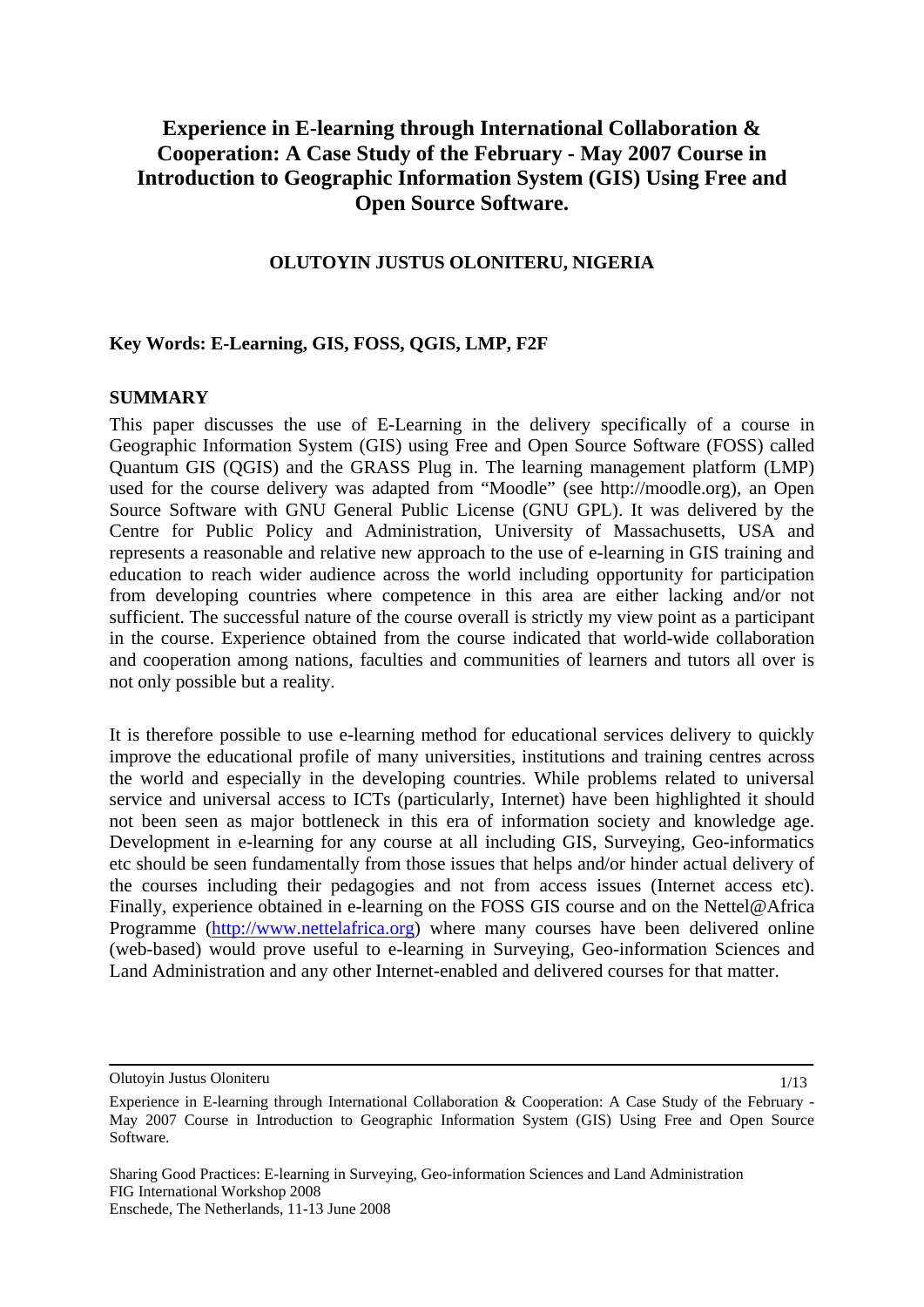# Experience in E-learning through International Collaboration & Cooperation: A Case Study of the February - May 2007 Course in Introduction to Geographic Information System (GIS) Using Free and Open Source Software.

**OLUTOYIN JUSTUS OLONITERU, NIGERIA**

**Key Words: E-Learning, GIS, FOSS, QGIS, LMP, F2F**

## SUMMARY

This paper discusses the use of E-Learning in the delivery specifically of a course in Geographic Information System (GIS) using Free and Open Source Software (FOSS) called Quantum GIS (QGIS) and the GRASS Plug in. The learning management platform (LMP) used for the course delivery was adapted from "Moodle" (see http://moodle.org), an Open Source Software with GNU General Public License (GNU GPL). It was delivered by the Centre for Public Policy and Administration, University of Massachusetts, USA and represents a reasonable and relative new approach to the use of e-learning in GIS training and education to reach wider audience across the world including opportunity for participation from developing countries where competence in this area are either lacking and/or not sufficient. The successful nature of the course overall is strictly my view point as a participant in the course. Experience obtained from the course indicated that world-wide collaboration and cooperation among nations, faculties and communities of learners and tutors all over is not only possible but a reality.

It is therefore possible to use e-learning method for educational services delivery to quickly improve the educational profile of many universities, institutions and training centres across the world and especially in the developing countries. While problems related to universal service and universal access to ICTs (particularly, Internet) have been highlighted it should not been seen as major bottleneck in this era of information society and knowledge age. Development in e-learning for any course at all including GIS, Surveying, Geo-informatics etc should be seen fundamentally from those issues that helps and/or hinder actual delivery of the courses including their pedagogies and not from access issues (Internet access etc). Finally, experience obtained in e-learning on the FOSS GIS course and on the Nettel@Africa Programme (http://www.nettelafrica.org) where many courses have been delivered online (web-based) would prove useful to e-learning in Surveying, Geo-information Sciences and Land Administration and any other Internet-enabled and delivered courses for that matter.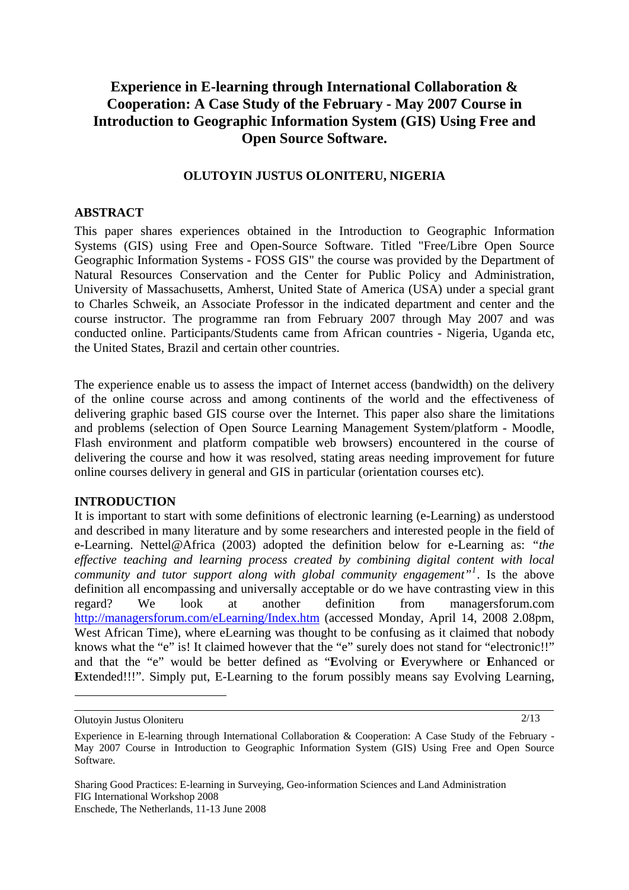# Experience in E-learning through International Collaboration & Cooperation: A Case Study of the February - May 2007 Course in Introduction to Geographic Information System (GIS) Using Free and Open Source Software.

**OLUTOYIN JUSTUS OLONITERU, NIGERIA**

## ABSTRACT

This paper shares experiences obtained in the Introduction to Geographic Information Systems (GIS) using Free and Open-Source Software. Titled "Free/Libre Open Source Geographic Information Systems - FOSS GIS" the course was provided by the Department of Natural Resources Conservation and the Center for Public Policy and Administration, University of Massachusetts, Amherst, United State of America (USA) under a special grant to Charles Schweik, an Associate Professor in the indicated department and center and the course instructor. The programme ran from February 2007 through May 2007 and was conducted online. Participants/Students came from African countries - Nigeria, Uganda etc, the United States, Brazil and certain other countries.

The experience enable us to assess the impact of Internet access (bandwidth) on the delivery of the online course across and among continents of the world and the effectiveness of delivering graphic based GIS course over the Internet. This paper also share the limitations and problems (selection of Open Source Learning Management System/platform - Moodle, Flash environment and platform compatible web browsers) encountered in the course of delivering the course and how it was resolved, stating areas needing improvement for future online courses delivery in general and GIS in particular (orientation courses etc).

## INTRODUCTION

It is important to start with some definitions of electronic learning (e-Learning) as understood and described in many literature and by some researchers and interested people in the field of e-Learning. Nettel@Africa (2003) adopted the definition below for e-Learning as: *"the effective teaching and learning process created by combining digital content with local community and tutor support along with global community engagement"*[1]. Is the above definition all encompassing and universally acceptable or do we have contrasting view in this regard? We look at another definition from managersforum.com http://managersforum.com/eLearning/Index.htm (accessed Monday, April 14, 2008 2.08pm, West African Time), where eLearning was thought to be confusing as it claimed that nobody knows what the "e" is! It claimed however that the "e" surely does not stand for "electronic!!" and that the "e" would be better defined as "**E**volving or **E**verywhere or **E**nhanced or **E**xtended!!!". Simply put, E-Learning to the forum possibly means say Evolving Learning,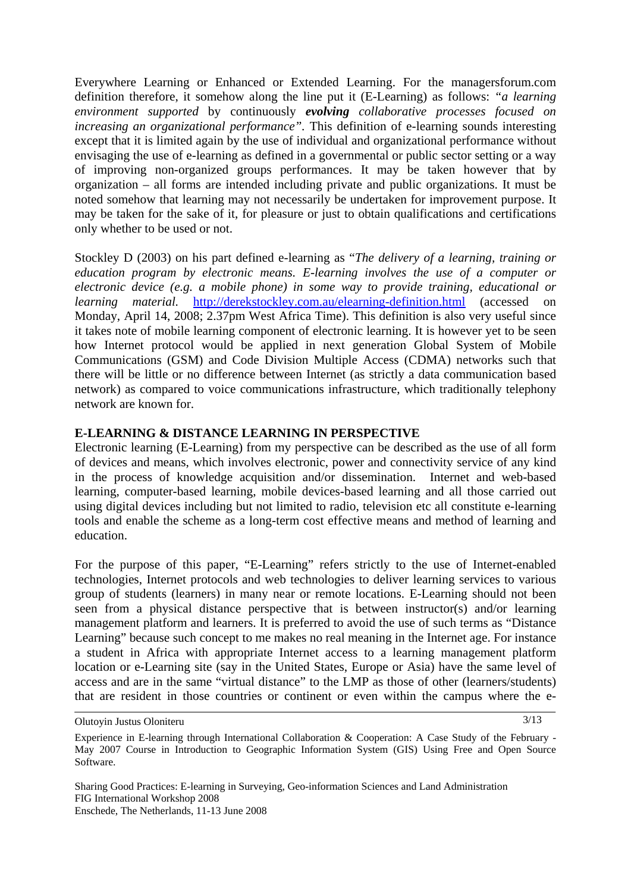Everywhere Learning or Enhanced or Extended Learning. For the managersforum.com definition therefore, it somehow along the line put it (E-Learning) as follows: "*a learning environment supported* by continuously ***evolving*** *collaborative processes focused on increasing an organizational performance"*. This definition of e-learning sounds interesting except that it is limited again by the use of individual and organizational performance without envisaging the use of e-learning as defined in a governmental or public sector setting or a way of improving non-organized groups performances. It may be taken however that by organization – all forms are intended including private and public organizations. It must be noted somehow that learning may not necessarily be undertaken for improvement purpose. It may be taken for the sake of it, for pleasure or just to obtain qualifications and certifications only whether to be used or not.

Stockley D (2003) on his part defined e-learning as "*The delivery of a learning, training or education program by electronic means. E-learning involves the use of a computer or electronic device (e.g. a mobile phone) in some way to provide training, educational or learning material.* http://derekstockley.com.au/elearning-definition.html (accessed on Monday, April 14, 2008; 2.37pm West Africa Time). This definition is also very useful since it takes note of mobile learning component of electronic learning. It is however yet to be seen how Internet protocol would be applied in next generation Global System of Mobile Communications (GSM) and Code Division Multiple Access (CDMA) networks such that there will be little or no difference between Internet (as strictly a data communication based network) as compared to voice communications infrastructure, which traditionally telephony network are known for.

**E-LEARNING & DISTANCE LEARNING IN PERSPECTIVE**

Electronic learning (E-Learning) from my perspective can be described as the use of all form of devices and means, which involves electronic, power and connectivity service of any kind in the process of knowledge acquisition and/or dissemination. Internet and web-based learning, computer-based learning, mobile devices-based learning and all those carried out using digital devices including but not limited to radio, television etc all constitute e-learning tools and enable the scheme as a long-term cost effective means and method of learning and education.

For the purpose of this paper, "E-Learning" refers strictly to the use of Internet-enabled technologies, Internet protocols and web technologies to deliver learning services to various group of students (learners) in many near or remote locations. E-Learning should not been seen from a physical distance perspective that is between instructor(s) and/or learning management platform and learners. It is preferred to avoid the use of such terms as "Distance Learning" because such concept to me makes no real meaning in the Internet age. For instance a student in Africa with appropriate Internet access to a learning management platform location or e-Learning site (say in the United States, Europe or Asia) have the same level of access and are in the same "virtual distance" to the LMP as those of other (learners/students) that are resident in those countries or continent or even within the campus where the e-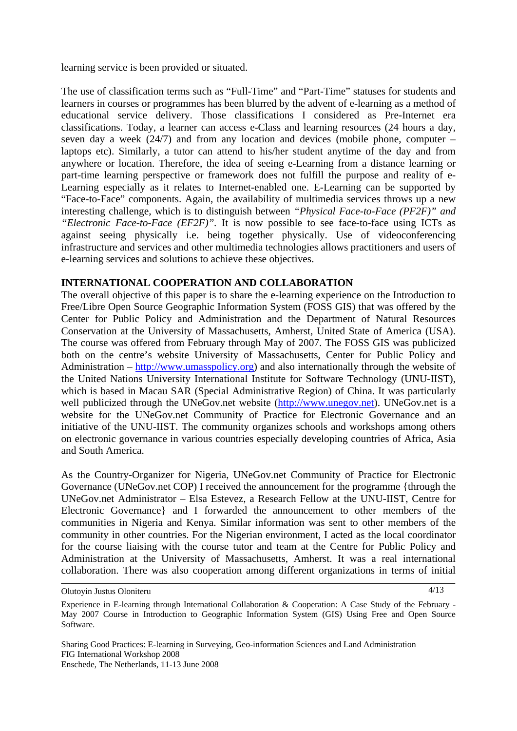learning service is been provided or situated.

The use of classification terms such as "Full-Time" and "Part-Time" statuses for students and learners in courses or programmes has been blurred by the advent of e-learning as a method of educational service delivery. Those classifications I considered as Pre-Internet era classifications. Today, a learner can access e-Class and learning resources (24 hours a day, seven day a week (24/7) and from any location and devices (mobile phone, computer – laptops etc). Similarly, a tutor can attend to his/her student anytime of the day and from anywhere or location. Therefore, the idea of seeing e-Learning from a distance learning or part-time learning perspective or framework does not fulfill the purpose and reality of e-Learning especially as it relates to Internet-enabled one. E-Learning can be supported by "Face-to-Face" components. Again, the availability of multimedia services throws up a new interesting challenge, which is to distinguish between *"Physical Face-to-Face (PF2F)" and "Electronic Face-to-Face (EF2F)"*. It is now possible to see face-to-face using ICTs as against seeing physically i.e. being together physically. Use of videoconferencing infrastructure and services and other multimedia technologies allows practitioners and users of e-learning services and solutions to achieve these objectives.

## INTERNATIONAL COOPERATION AND COLLABORATION

The overall objective of this paper is to share the e-learning experience on the Introduction to Free/Libre Open Source Geographic Information System (FOSS GIS) that was offered by the Center for Public Policy and Administration and the Department of Natural Resources Conservation at the University of Massachusetts, Amherst, United State of America (USA). The course was offered from February through May of 2007. The FOSS GIS was publicized both on the centre's website University of Massachusetts, Center for Public Policy and Administration – http://www.umasspolicy.org) and also internationally through the website of the United Nations University International Institute for Software Technology (UNU-IIST), which is based in Macau SAR (Special Administrative Region) of China. It was particularly well publicized through the UNeGov.net website (http://www.unegov.net). UNeGov.net is a website for the UNeGov.net Community of Practice for Electronic Governance and an initiative of the UNU-IIST. The community organizes schools and workshops among others on electronic governance in various countries especially developing countries of Africa, Asia and South America.

As the Country-Organizer for Nigeria, UNeGov.net Community of Practice for Electronic Governance (UNeGov.net COP) I received the announcement for the programme {through the UNeGov.net Administrator – Elsa Estevez, a Research Fellow at the UNU-IIST, Centre for Electronic Governance} and I forwarded the announcement to other members of the communities in Nigeria and Kenya. Similar information was sent to other members of the community in other countries. For the Nigerian environment, I acted as the local coordinator for the course liaising with the course tutor and team at the Centre for Public Policy and Administration at the University of Massachusetts, Amherst. It was a real international collaboration. There was also cooperation among different organizations in terms of initial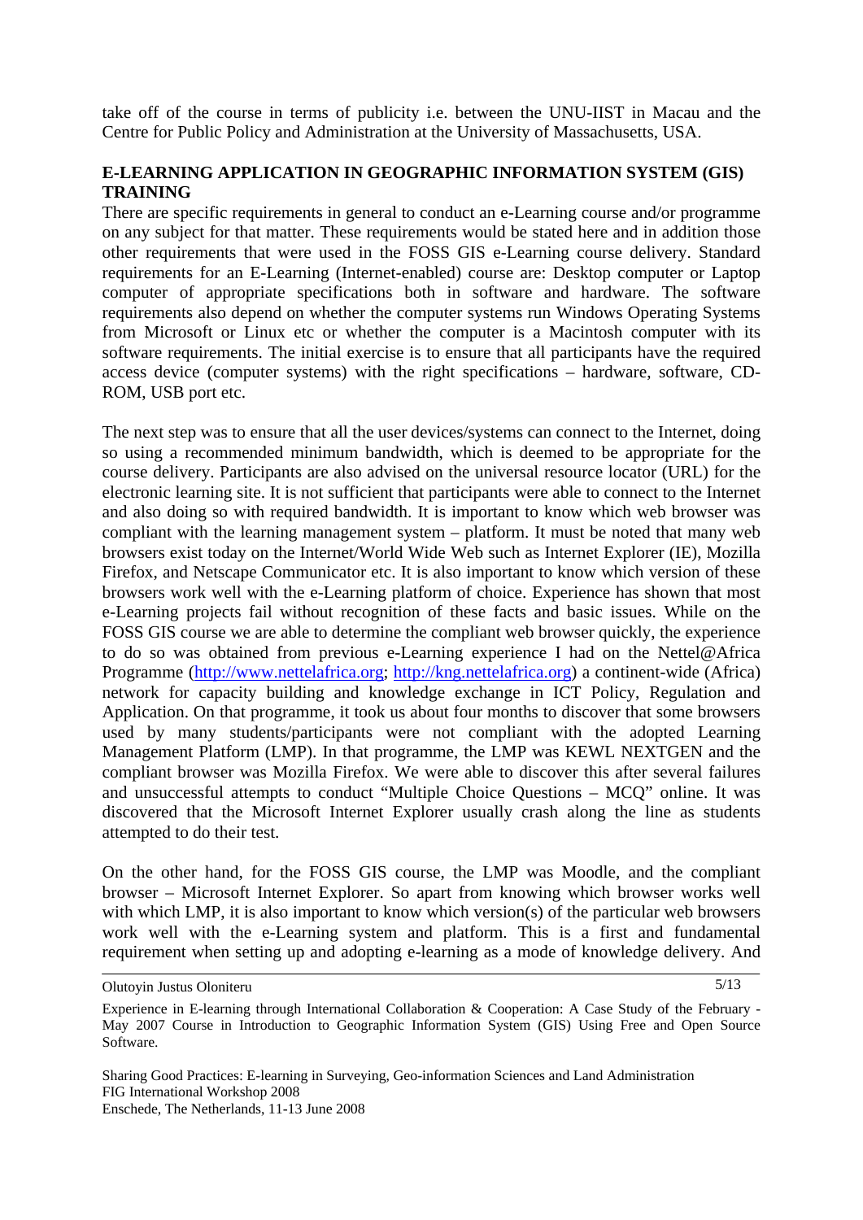take off of the course in terms of publicity i.e. between the UNU-IIST in Macau and the Centre for Public Policy and Administration at the University of Massachusetts, USA.

## E-LEARNING APPLICATION IN GEOGRAPHIC INFORMATION SYSTEM (GIS) TRAINING

There are specific requirements in general to conduct an e-Learning course and/or programme on any subject for that matter. These requirements would be stated here and in addition those other requirements that were used in the FOSS GIS e-Learning course delivery. Standard requirements for an E-Learning (Internet-enabled) course are: Desktop computer or Laptop computer of appropriate specifications both in software and hardware. The software requirements also depend on whether the computer systems run Windows Operating Systems from Microsoft or Linux etc or whether the computer is a Macintosh computer with its software requirements. The initial exercise is to ensure that all participants have the required access device (computer systems) with the right specifications – hardware, software, CD-ROM, USB port etc.

The next step was to ensure that all the user devices/systems can connect to the Internet, doing so using a recommended minimum bandwidth, which is deemed to be appropriate for the course delivery. Participants are also advised on the universal resource locator (URL) for the electronic learning site. It is not sufficient that participants were able to connect to the Internet and also doing so with required bandwidth. It is important to know which web browser was compliant with the learning management system – platform. It must be noted that many web browsers exist today on the Internet/World Wide Web such as Internet Explorer (IE), Mozilla Firefox, and Netscape Communicator etc. It is also important to know which version of these browsers work well with the e-Learning platform of choice. Experience has shown that most e-Learning projects fail without recognition of these facts and basic issues. While on the FOSS GIS course we are able to determine the compliant web browser quickly, the experience to do so was obtained from previous e-Learning experience I had on the Nettel@Africa Programme (http://www.nettelafrica.org; http://kng.nettelafrica.org) a continent-wide (Africa) network for capacity building and knowledge exchange in ICT Policy, Regulation and Application. On that programme, it took us about four months to discover that some browsers used by many students/participants were not compliant with the adopted Learning Management Platform (LMP). In that programme, the LMP was KEWL NEXTGEN and the compliant browser was Mozilla Firefox. We were able to discover this after several failures and unsuccessful attempts to conduct "Multiple Choice Questions – MCQ" online. It was discovered that the Microsoft Internet Explorer usually crash along the line as students attempted to do their test.

On the other hand, for the FOSS GIS course, the LMP was Moodle, and the compliant browser – Microsoft Internet Explorer. So apart from knowing which browser works well with which LMP, it is also important to know which version(s) of the particular web browsers work well with the e-Learning system and platform. This is a first and fundamental requirement when setting up and adopting e-learning as a mode of knowledge delivery. And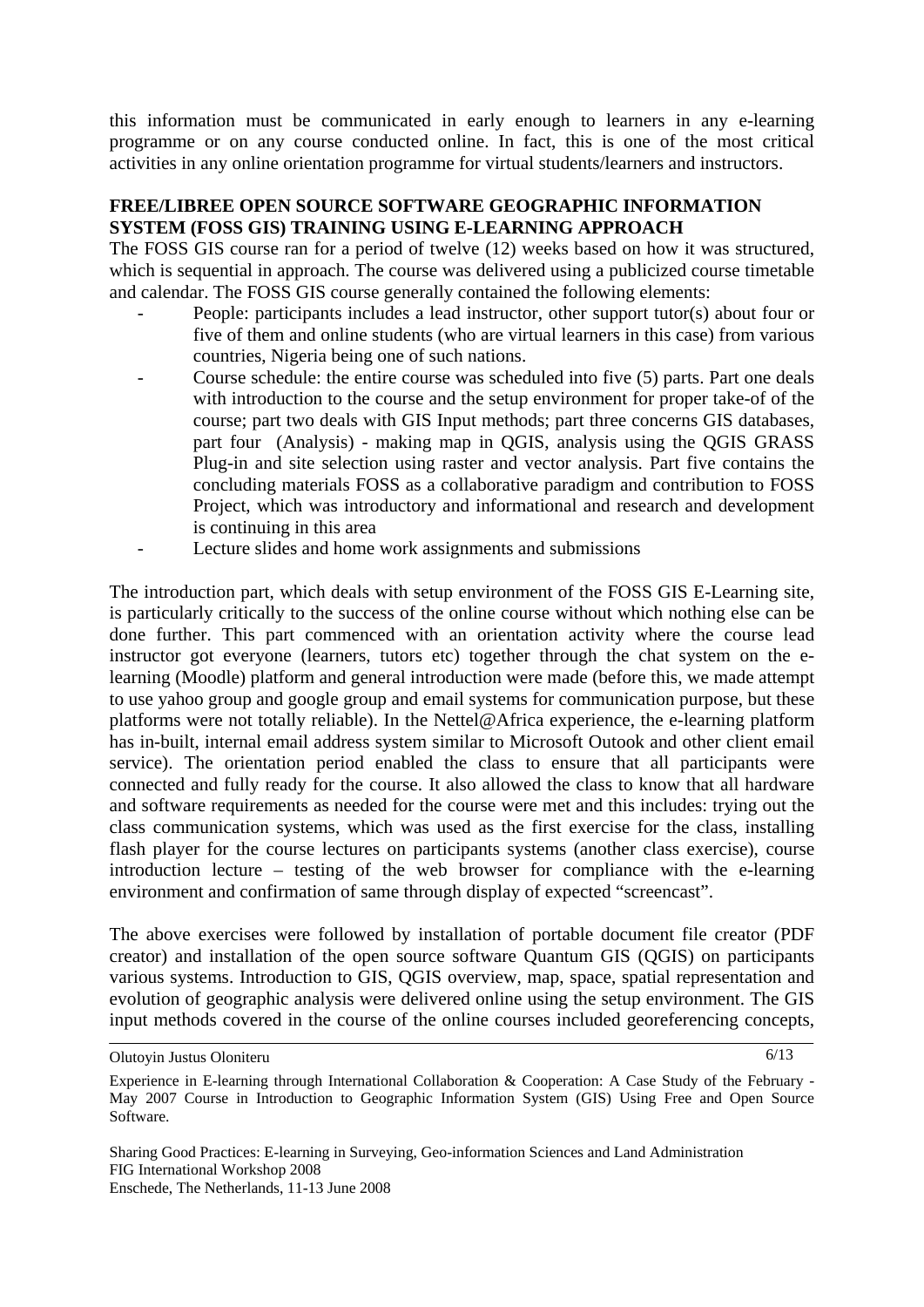this information must be communicated in early enough to learners in any e-learning programme or on any course conducted online. In fact, this is one of the most critical activities in any online orientation programme for virtual students/learners and instructors.

**FREE/LIBREE OPEN SOURCE SOFTWARE GEOGRAPHIC INFORMATION SYSTEM (FOSS GIS) TRAINING USING E-LEARNING APPROACH**

The FOSS GIS course ran for a period of twelve (12) weeks based on how it was structured, which is sequential in approach. The course was delivered using a publicized course timetable and calendar. The FOSS GIS course generally contained the following elements:

- People: participants includes a lead instructor, other support tutor(s) about four or five of them and online students (who are virtual learners in this case) from various countries, Nigeria being one of such nations.
- Course schedule: the entire course was scheduled into five (5) parts. Part one deals with introduction to the course and the setup environment for proper take-of of the course; part two deals with GIS Input methods; part three concerns GIS databases, part four (Analysis) - making map in QGIS, analysis using the QGIS GRASS Plug-in and site selection using raster and vector analysis. Part five contains the concluding materials FOSS as a collaborative paradigm and contribution to FOSS Project, which was introductory and informational and research and development is continuing in this area
- Lecture slides and home work assignments and submissions

The introduction part, which deals with setup environment of the FOSS GIS E-Learning site, is particularly critically to the success of the online course without which nothing else can be done further. This part commenced with an orientation activity where the course lead instructor got everyone (learners, tutors etc) together through the chat system on the e-learning (Moodle) platform and general introduction were made (before this, we made attempt to use yahoo group and google group and email systems for communication purpose, but these platforms were not totally reliable). In the Nettel@Africa experience, the e-learning platform has in-built, internal email address system similar to Microsoft Outook and other client email service). The orientation period enabled the class to ensure that all participants were connected and fully ready for the course. It also allowed the class to know that all hardware and software requirements as needed for the course were met and this includes: trying out the class communication systems, which was used as the first exercise for the class, installing flash player for the course lectures on participants systems (another class exercise), course introduction lecture – testing of the web browser for compliance with the e-learning environment and confirmation of same through display of expected "screencast".

The above exercises were followed by installation of portable document file creator (PDF creator) and installation of the open source software Quantum GIS (QGIS) on participants various systems. Introduction to GIS, QGIS overview, map, space, spatial representation and evolution of geographic analysis were delivered online using the setup environment. The GIS input methods covered in the course of the online courses included georeferencing concepts,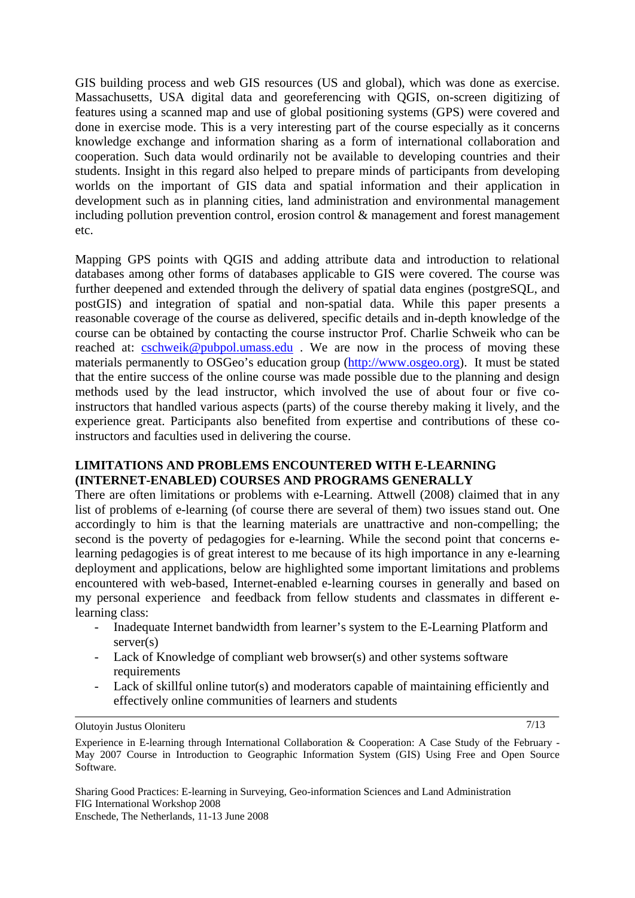GIS building process and web GIS resources (US and global), which was done as exercise. Massachusetts, USA digital data and georeferencing with QGIS, on-screen digitizing of features using a scanned map and use of global positioning systems (GPS) were covered and done in exercise mode. This is a very interesting part of the course especially as it concerns knowledge exchange and information sharing as a form of international collaboration and cooperation. Such data would ordinarily not be available to developing countries and their students. Insight in this regard also helped to prepare minds of participants from developing worlds on the important of GIS data and spatial information and their application in development such as in planning cities, land administration and environmental management including pollution prevention control, erosion control & management and forest management etc.

Mapping GPS points with QGIS and adding attribute data and introduction to relational databases among other forms of databases applicable to GIS were covered. The course was further deepened and extended through the delivery of spatial data engines (postgreSQL, and postGIS) and integration of spatial and non-spatial data. While this paper presents a reasonable coverage of the course as delivered, specific details and in-depth knowledge of the course can be obtained by contacting the course instructor Prof. Charlie Schweik who can be reached at: cschweik@pubpol.umass.edu . We are now in the process of moving these materials permanently to OSGeo's education group (http://www.osgeo.org). It must be stated that the entire success of the online course was made possible due to the planning and design methods used by the lead instructor, which involved the use of about four or five co-instructors that handled various aspects (parts) of the course thereby making it lively, and the experience great. Participants also benefited from expertise and contributions of these co-instructors and faculties used in delivering the course.

## LIMITATIONS AND PROBLEMS ENCOUNTERED WITH E-LEARNING (INTERNET-ENABLED) COURSES AND PROGRAMS GENERALLY

There are often limitations or problems with e-Learning. Attwell (2008) claimed that in any list of problems of e-learning (of course there are several of them) two issues stand out. One accordingly to him is that the learning materials are unattractive and non-compelling; the second is the poverty of pedagogies for e-learning. While the second point that concerns e-learning pedagogies is of great interest to me because of its high importance in any e-learning deployment and applications, below are highlighted some important limitations and problems encountered with web-based, Internet-enabled e-learning courses in generally and based on my personal experience and feedback from fellow students and classmates in different e-learning class:

- Inadequate Internet bandwidth from learner's system to the E-Learning Platform and server(s)
- Lack of Knowledge of compliant web browser(s) and other systems software requirements
- Lack of skillful online tutor(s) and moderators capable of maintaining efficiently and effectively online communities of learners and students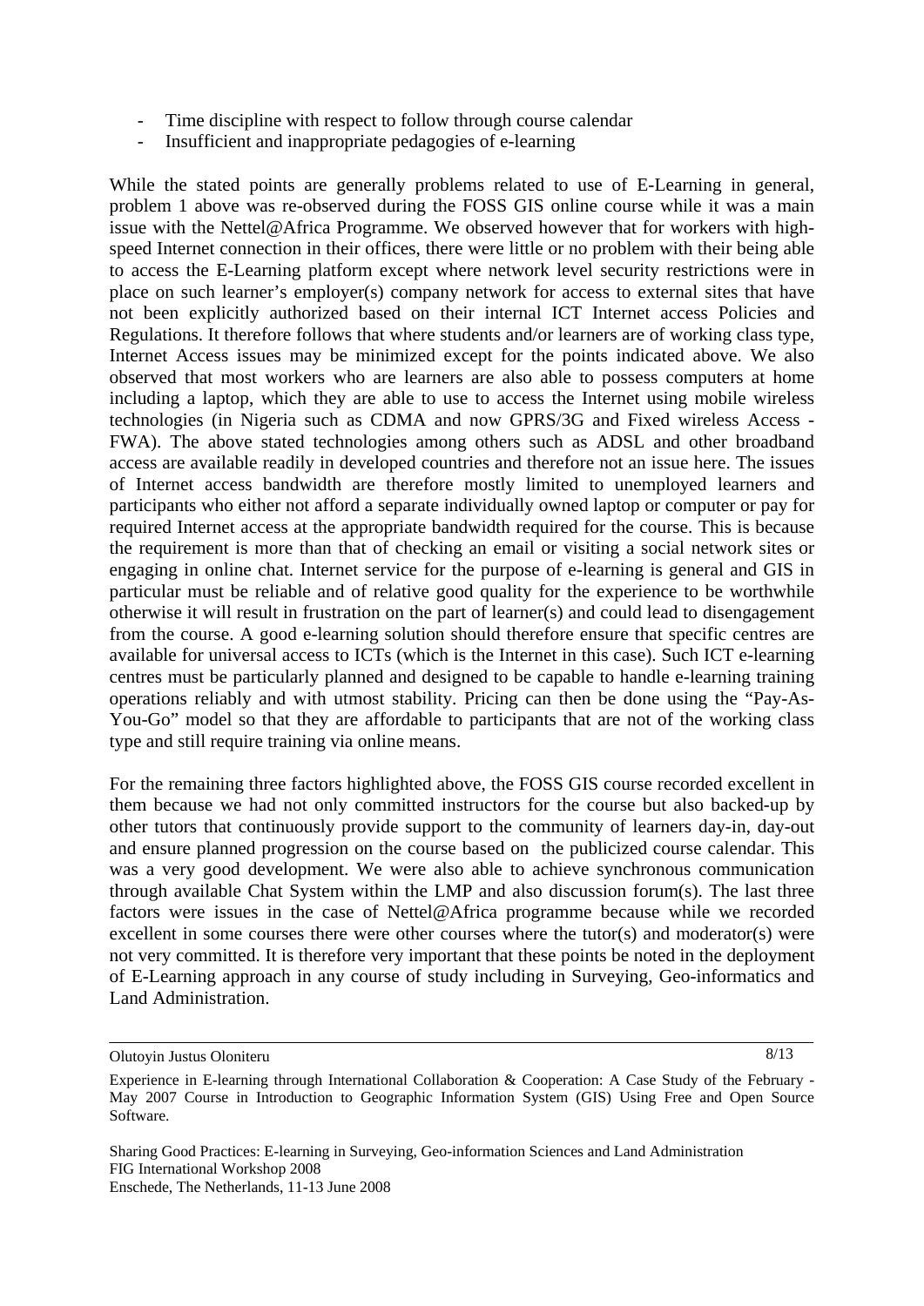- Time discipline with respect to follow through course calendar
- Insufficient and inappropriate pedagogies of e-learning

While the stated points are generally problems related to use of E-Learning in general, problem 1 above was re-observed during the FOSS GIS online course while it was a main issue with the Nettel@Africa Programme. We observed however that for workers with high-speed Internet connection in their offices, there were little or no problem with their being able to access the E-Learning platform except where network level security restrictions were in place on such learner's employer(s) company network for access to external sites that have not been explicitly authorized based on their internal ICT Internet access Policies and Regulations. It therefore follows that where students and/or learners are of working class type, Internet Access issues may be minimized except for the points indicated above. We also observed that most workers who are learners are also able to possess computers at home including a laptop, which they are able to use to access the Internet using mobile wireless technologies (in Nigeria such as CDMA and now GPRS/3G and Fixed wireless Access - FWA). The above stated technologies among others such as ADSL and other broadband access are available readily in developed countries and therefore not an issue here. The issues of Internet access bandwidth are therefore mostly limited to unemployed learners and participants who either not afford a separate individually owned laptop or computer or pay for required Internet access at the appropriate bandwidth required for the course. This is because the requirement is more than that of checking an email or visiting a social network sites or engaging in online chat. Internet service for the purpose of e-learning is general and GIS in particular must be reliable and of relative good quality for the experience to be worthwhile otherwise it will result in frustration on the part of learner(s) and could lead to disengagement from the course. A good e-learning solution should therefore ensure that specific centres are available for universal access to ICTs (which is the Internet in this case). Such ICT e-learning centres must be particularly planned and designed to be capable to handle e-learning training operations reliably and with utmost stability. Pricing can then be done using the "Pay-As-You-Go" model so that they are affordable to participants that are not of the working class type and still require training via online means.

For the remaining three factors highlighted above, the FOSS GIS course recorded excellent in them because we had not only committed instructors for the course but also backed-up by other tutors that continuously provide support to the community of learners day-in, day-out and ensure planned progression on the course based on the publicized course calendar. This was a very good development. We were also able to achieve synchronous communication through available Chat System within the LMP and also discussion forum(s). The last three factors were issues in the case of Nettel@Africa programme because while we recorded excellent in some courses there were other courses where the tutor(s) and moderator(s) were not very committed. It is therefore very important that these points be noted in the deployment of E-Learning approach in any course of study including in Surveying, Geo-informatics and Land Administration.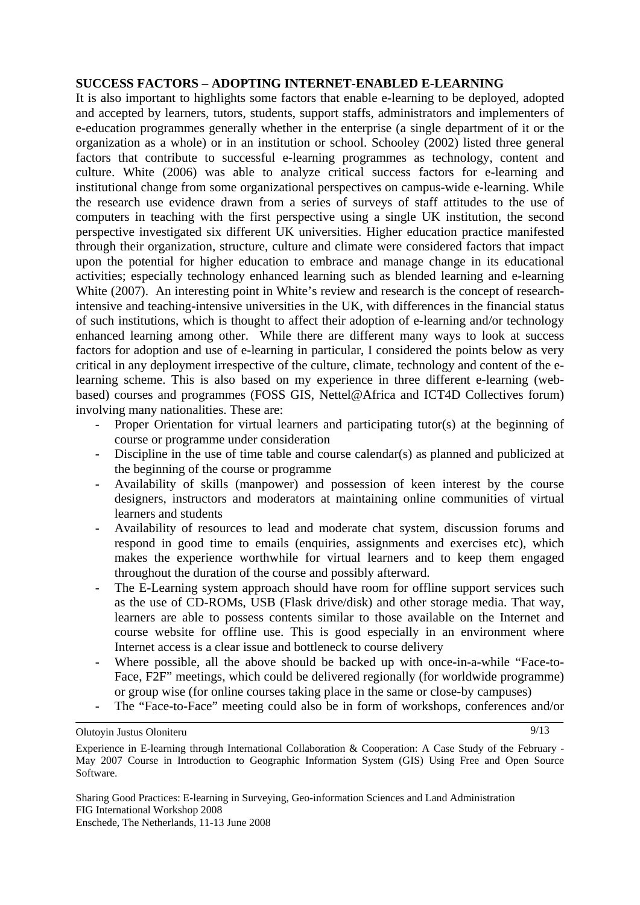## SUCCESS FACTORS – ADOPTING INTERNET-ENABLED E-LEARNING

It is also important to highlights some factors that enable e-learning to be deployed, adopted and accepted by learners, tutors, students, support staffs, administrators and implementers of e-education programmes generally whether in the enterprise (a single department of it or the organization as a whole) or in an institution or school. Schooley (2002) listed three general factors that contribute to successful e-learning programmes as technology, content and culture. White (2006) was able to analyze critical success factors for e-learning and institutional change from some organizational perspectives on campus-wide e-learning. While the research use evidence drawn from a series of surveys of staff attitudes to the use of computers in teaching with the first perspective using a single UK institution, the second perspective investigated six different UK universities. Higher education practice manifested through their organization, structure, culture and climate were considered factors that impact upon the potential for higher education to embrace and manage change in its educational activities; especially technology enhanced learning such as blended learning and e-learning White (2007). An interesting point in White's review and research is the concept of research-intensive and teaching-intensive universities in the UK, with differences in the financial status of such institutions, which is thought to affect their adoption of e-learning and/or technology enhanced learning among other. While there are different many ways to look at success factors for adoption and use of e-learning in particular, I considered the points below as very critical in any deployment irrespective of the culture, climate, technology and content of the e-learning scheme. This is also based on my experience in three different e-learning (web-based) courses and programmes (FOSS GIS, Nettel@Africa and ICT4D Collectives forum) involving many nationalities. These are:

- Proper Orientation for virtual learners and participating tutor(s) at the beginning of course or programme under consideration
- Discipline in the use of time table and course calendar(s) as planned and publicized at the beginning of the course or programme
- Availability of skills (manpower) and possession of keen interest by the course designers, instructors and moderators at maintaining online communities of virtual learners and students
- Availability of resources to lead and moderate chat system, discussion forums and respond in good time to emails (enquiries, assignments and exercises etc), which makes the experience worthwhile for virtual learners and to keep them engaged throughout the duration of the course and possibly afterward.
- The E-Learning system approach should have room for offline support services such as the use of CD-ROMs, USB (Flask drive/disk) and other storage media. That way, learners are able to possess contents similar to those available on the Internet and course website for offline use. This is good especially in an environment where Internet access is a clear issue and bottleneck to course delivery
- Where possible, all the above should be backed up with once-in-a-while "Face-to-Face, F2F" meetings, which could be delivered regionally (for worldwide programme) or group wise (for online courses taking place in the same or close-by campuses)
- The "Face-to-Face" meeting could also be in form of workshops, conferences and/or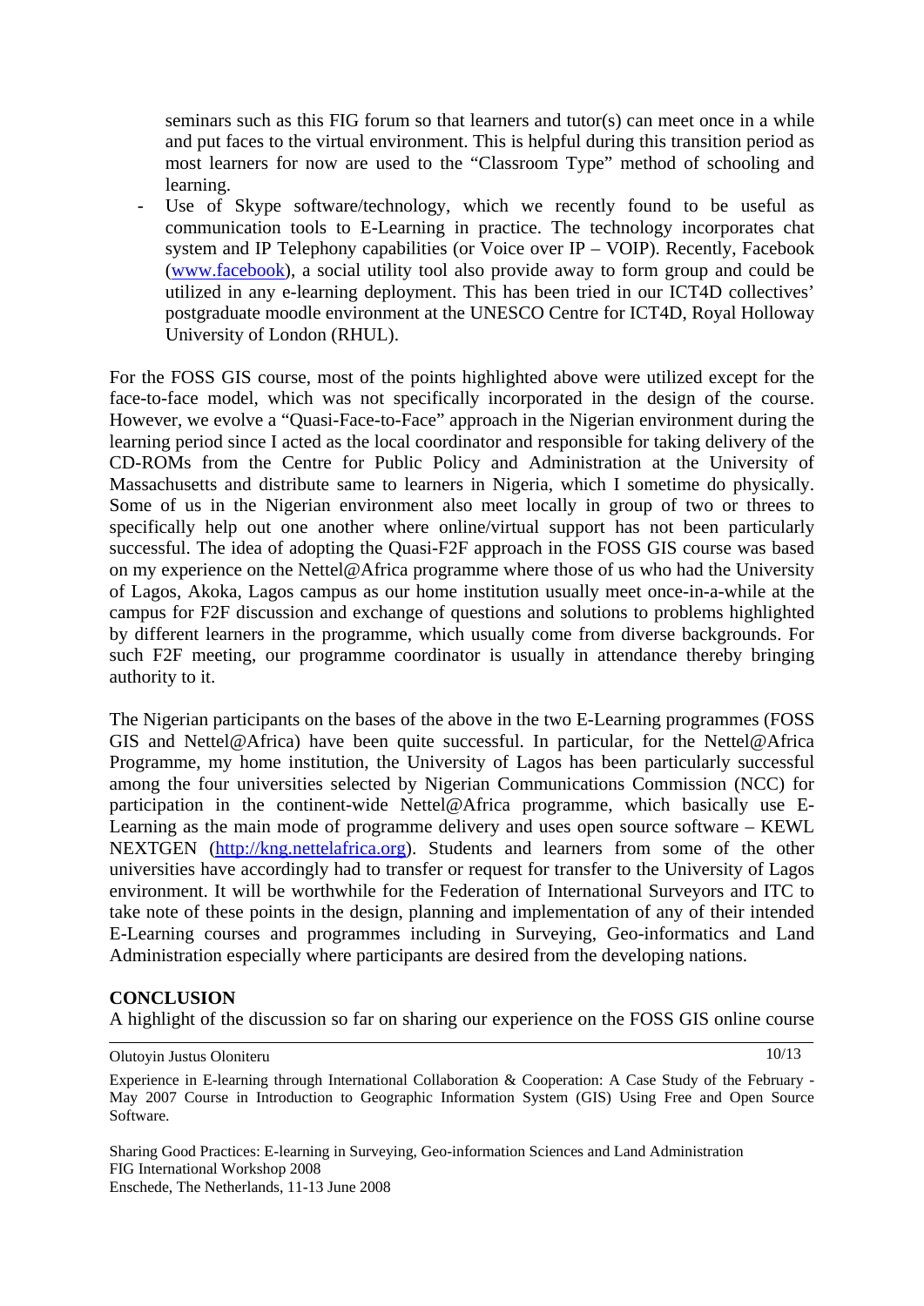seminars such as this FIG forum so that learners and tutor(s) can meet once in a while and put faces to the virtual environment. This is helpful during this transition period as most learners for now are used to the "Classroom Type" method of schooling and learning.

- Use of Skype software/technology, which we recently found to be useful as communication tools to E-Learning in practice. The technology incorporates chat system and IP Telephony capabilities (or Voice over IP – VOIP). Recently, Facebook (www.facebook), a social utility tool also provide away to form group and could be utilized in any e-learning deployment. This has been tried in our ICT4D collectives' postgraduate moodle environment at the UNESCO Centre for ICT4D, Royal Holloway University of London (RHUL).

For the FOSS GIS course, most of the points highlighted above were utilized except for the face-to-face model, which was not specifically incorporated in the design of the course. However, we evolve a "Quasi-Face-to-Face" approach in the Nigerian environment during the learning period since I acted as the local coordinator and responsible for taking delivery of the CD-ROMs from the Centre for Public Policy and Administration at the University of Massachusetts and distribute same to learners in Nigeria, which I sometime do physically. Some of us in the Nigerian environment also meet locally in group of two or threes to specifically help out one another where online/virtual support has not been particularly successful. The idea of adopting the Quasi-F2F approach in the FOSS GIS course was based on my experience on the Nettel@Africa programme where those of us who had the University of Lagos, Akoka, Lagos campus as our home institution usually meet once-in-a-while at the campus for F2F discussion and exchange of questions and solutions to problems highlighted by different learners in the programme, which usually come from diverse backgrounds. For such F2F meeting, our programme coordinator is usually in attendance thereby bringing authority to it.

The Nigerian participants on the bases of the above in the two E-Learning programmes (FOSS GIS and Nettel@Africa) have been quite successful. In particular, for the Nettel@Africa Programme, my home institution, the University of Lagos has been particularly successful among the four universities selected by Nigerian Communications Commission (NCC) for participation in the continent-wide Nettel@Africa programme, which basically use E-Learning as the main mode of programme delivery and uses open source software – KEWL NEXTGEN (http://kng.nettelafrica.org). Students and learners from some of the other universities have accordingly had to transfer or request for transfer to the University of Lagos environment. It will be worthwhile for the Federation of International Surveyors and ITC to take note of these points in the design, planning and implementation of any of their intended E-Learning courses and programmes including in Surveying, Geo-informatics and Land Administration especially where participants are desired from the developing nations.

## CONCLUSION

A highlight of the discussion so far on sharing our experience on the FOSS GIS online course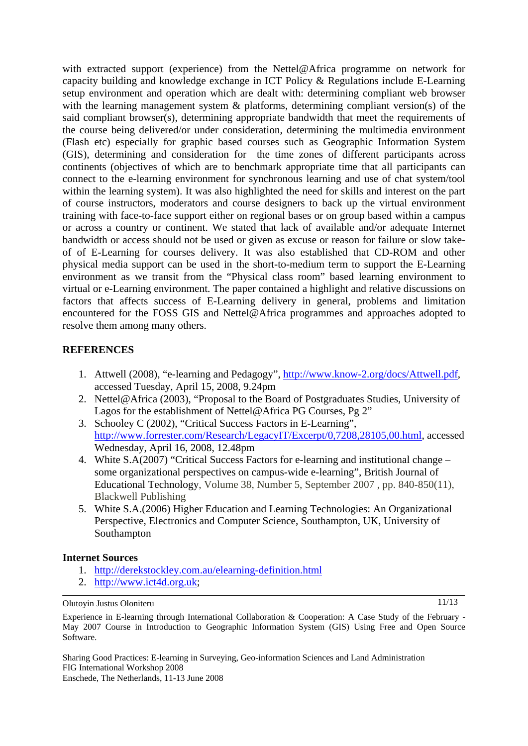with extracted support (experience) from the Nettel@Africa programme on network for capacity building and knowledge exchange in ICT Policy & Regulations include E-Learning setup environment and operation which are dealt with: determining compliant web browser with the learning management system & platforms, determining compliant version(s) of the said compliant browser(s), determining appropriate bandwidth that meet the requirements of the course being delivered/or under consideration, determining the multimedia environment (Flash etc) especially for graphic based courses such as Geographic Information System (GIS), determining and consideration for the time zones of different participants across continents (objectives of which are to benchmark appropriate time that all participants can connect to the e-learning environment for synchronous learning and use of chat system/tool within the learning system). It was also highlighted the need for skills and interest on the part of course instructors, moderators and course designers to back up the virtual environment training with face-to-face support either on regional bases or on group based within a campus or across a country or continent. We stated that lack of available and/or adequate Internet bandwidth or access should not be used or given as excuse or reason for failure or slow take-of of E-Learning for courses delivery. It was also established that CD-ROM and other physical media support can be used in the short-to-medium term to support the E-Learning environment as we transit from the "Physical class room" based learning environment to virtual or e-Learning environment. The paper contained a highlight and relative discussions on factors that affects success of E-Learning delivery in general, problems and limitation encountered for the FOSS GIS and Nettel@Africa programmes and approaches adopted to resolve them among many others.

## REFERENCES

1. Attwell (2008), "e-learning and Pedagogy", http://www.know-2.org/docs/Attwell.pdf, accessed Tuesday, April 15, 2008, 9.24pm
2. Nettel@Africa (2003), "Proposal to the Board of Postgraduates Studies, University of Lagos for the establishment of Nettel@Africa PG Courses, Pg 2"
3. Schooley C (2002), "Critical Success Factors in E-Learning", http://www.forrester.com/Research/LegacyIT/Excerpt/0,7208,28105,00.html, accessed Wednesday, April 16, 2008, 12.48pm
4. White S.A(2007) "Critical Success Factors for e-learning and institutional change – some organizational perspectives on campus-wide e-learning", British Journal of Educational Technology, Volume 38, Number 5, September 2007 , pp. 840-850(11), Blackwell Publishing
5. White S.A.(2006) Higher Education and Learning Technologies: An Organizational Perspective, Electronics and Computer Science, Southampton, UK, University of Southampton

### Internet Sources

1. http://derekstockley.com.au/elearning-definition.html
2. http://www.ict4d.org.uk;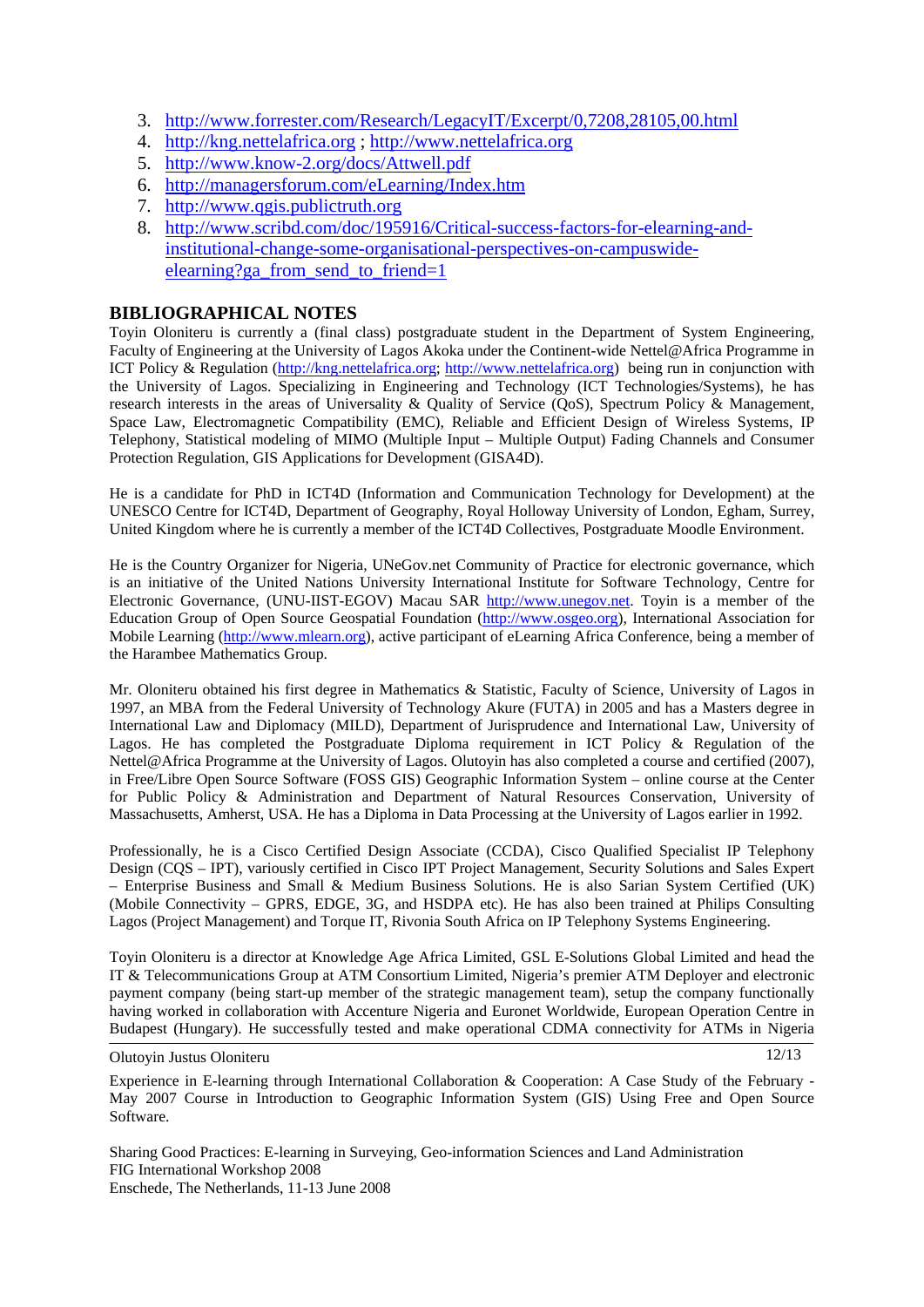3. http://www.forrester.com/Research/LegacyIT/Excerpt/0,7208,28105,00.html
4. http://kng.nettelafrica.org ; http://www.nettelafrica.org
5. http://www.know-2.org/docs/Attwell.pdf
6. http://managersforum.com/eLearning/Index.htm
7. http://www.qgis.publictruth.org
8. http://www.scribd.com/doc/195916/Critical-success-factors-for-elearning-and-institutional-change-some-organisational-perspectives-on-campuswide-elearning?ga_from_send_to_friend=1

## BIBLIOGRAPHICAL NOTES

Toyin Oloniteru is currently a (final class) postgraduate student in the Department of System Engineering, Faculty of Engineering at the University of Lagos Akoka under the Continent-wide Nettel@Africa Programme in ICT Policy & Regulation (http://kng.nettelafrica.org; http://www.nettelafrica.org) being run in conjunction with the University of Lagos. Specializing in Engineering and Technology (ICT Technologies/Systems), he has research interests in the areas of Universality & Quality of Service (QoS), Spectrum Policy & Management, Space Law, Electromagnetic Compatibility (EMC), Reliable and Efficient Design of Wireless Systems, IP Telephony, Statistical modeling of MIMO (Multiple Input – Multiple Output) Fading Channels and Consumer Protection Regulation, GIS Applications for Development (GISA4D).

He is a candidate for PhD in ICT4D (Information and Communication Technology for Development) at the UNESCO Centre for ICT4D, Department of Geography, Royal Holloway University of London, Egham, Surrey, United Kingdom where he is currently a member of the ICT4D Collectives, Postgraduate Moodle Environment.

He is the Country Organizer for Nigeria, UNeGov.net Community of Practice for electronic governance, which is an initiative of the United Nations University International Institute for Software Technology, Centre for Electronic Governance, (UNU-IIST-EGOV) Macau SAR http://www.unegov.net. Toyin is a member of the Education Group of Open Source Geospatial Foundation (http://www.osgeo.org), International Association for Mobile Learning (http://www.mlearn.org), active participant of eLearning Africa Conference, being a member of the Harambee Mathematics Group.

Mr. Oloniteru obtained his first degree in Mathematics & Statistic, Faculty of Science, University of Lagos in 1997, an MBA from the Federal University of Technology Akure (FUTA) in 2005 and has a Masters degree in International Law and Diplomacy (MILD), Department of Jurisprudence and International Law, University of Lagos. He has completed the Postgraduate Diploma requirement in ICT Policy & Regulation of the Nettel@Africa Programme at the University of Lagos. Olutoyin has also completed a course and certified (2007), in Free/Libre Open Source Software (FOSS GIS) Geographic Information System – online course at the Center for Public Policy & Administration and Department of Natural Resources Conservation, University of Massachusetts, Amherst, USA. He has a Diploma in Data Processing at the University of Lagos earlier in 1992.

Professionally, he is a Cisco Certified Design Associate (CCDA), Cisco Qualified Specialist IP Telephony Design (CQS – IPT), variously certified in Cisco IPT Project Management, Security Solutions and Sales Expert – Enterprise Business and Small & Medium Business Solutions. He is also Sarian System Certified (UK) (Mobile Connectivity – GPRS, EDGE, 3G, and HSDPA etc). He has also been trained at Philips Consulting Lagos (Project Management) and Torque IT, Rivonia South Africa on IP Telephony Systems Engineering.

Toyin Oloniteru is a director at Knowledge Age Africa Limited, GSL E-Solutions Global Limited and head the IT & Telecommunications Group at ATM Consortium Limited, Nigeria's premier ATM Deployer and electronic payment company (being start-up member of the strategic management team), setup the company functionally having worked in collaboration with Accenture Nigeria and Euronet Worldwide, European Operation Centre in Budapest (Hungary). He successfully tested and make operational CDMA connectivity for ATMs in Nigeria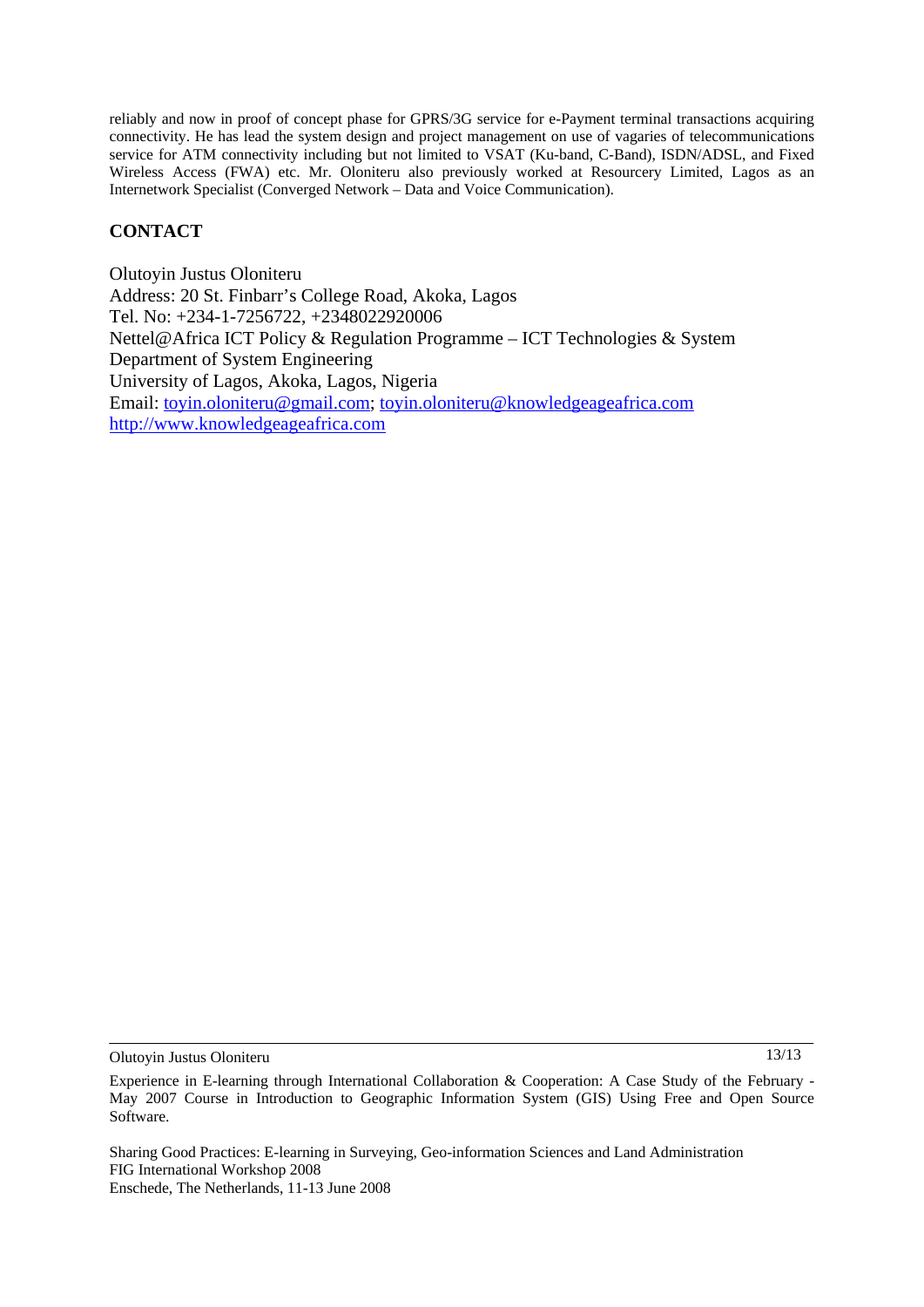reliably and now in proof of concept phase for GPRS/3G service for e-Payment terminal transactions acquiring connectivity. He has lead the system design and project management on use of vagaries of telecommunications service for ATM connectivity including but not limited to VSAT (Ku-band, C-Band), ISDN/ADSL, and Fixed Wireless Access (FWA) etc. Mr. Oloniteru also previously worked at Resourcery Limited, Lagos as an Internetwork Specialist (Converged Network – Data and Voice Communication).

## CONTACT

Olutoyin Justus Oloniteru
Address: 20 St. Finbarr's College Road, Akoka, Lagos
Tel. No: +234-1-7256722, +2348022920006
Nettel@Africa ICT Policy & Regulation Programme – ICT Technologies & System
Department of System Engineering
University of Lagos, Akoka, Lagos, Nigeria
Email: toyin.oloniteru@gmail.com; toyin.oloniteru@knowledgeageafrica.com
http://www.knowledgeageafrica.com